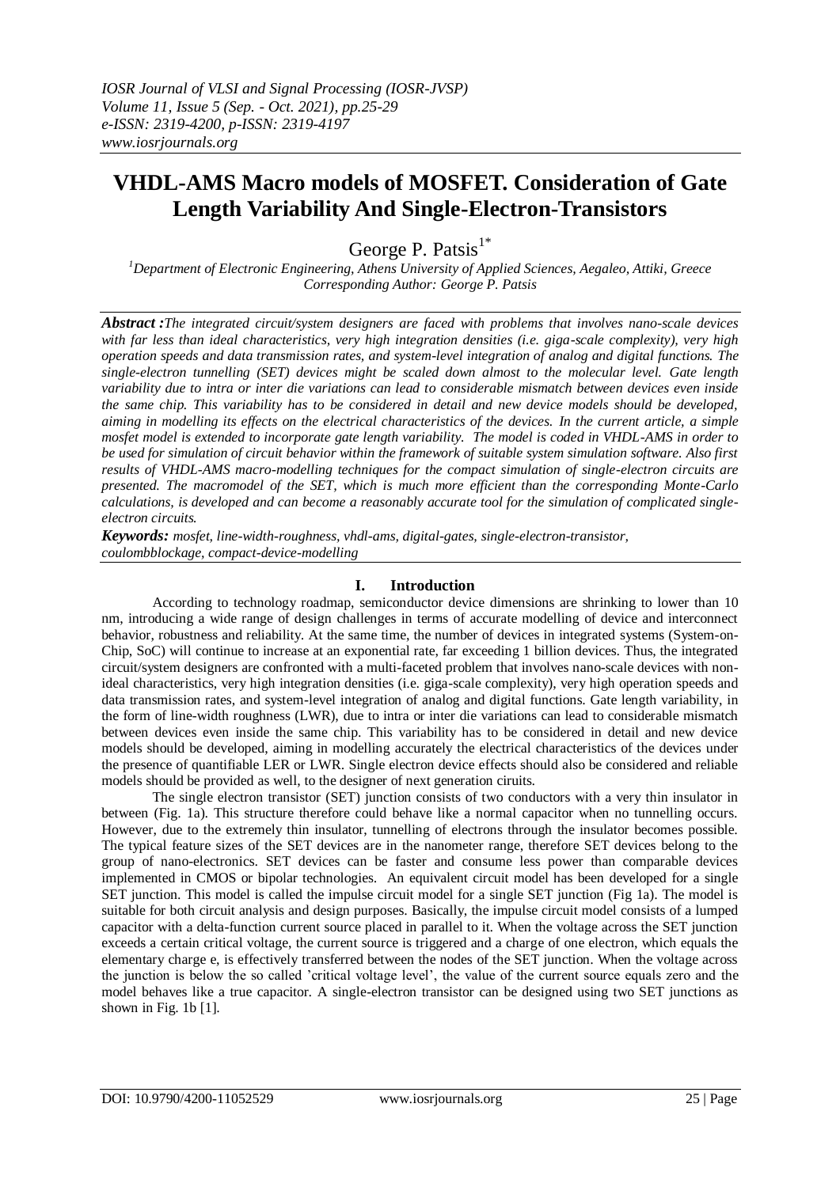# VHDL-AMS Macro models of MOSFET. Consideration of Gate Length Variability And Single-Electron-Transistors

George P. Patsis[1*]

[1]*Department of Electronic Engineering, Athens University of Applied Sciences, Aegaleo, Attiki, Greece*
*Corresponding Author: George P. Patsis*

***Abstract :****The integrated circuit/system designers are faced with problems that involves nano-scale devices with far less than ideal characteristics, very high integration densities (i.e. giga-scale complexity), very high operation speeds and data transmission rates, and system-level integration of analog and digital functions. The single-electron tunnelling (SET) devices might be scaled down almost to the molecular level. Gate length variability due to intra or inter die variations can lead to considerable mismatch between devices even inside the same chip. This variability has to be considered in detail and new device models should be developed, aiming in modelling its effects on the electrical characteristics of the devices. In the current article, a simple mosfet model is extended to incorporate gate length variability. The model is coded in VHDL-AMS in order to be used for simulation of circuit behavior within the framework of suitable system simulation software. Also first results of VHDL-AMS macro-modelling techniques for the compact simulation of single-electron circuits are presented. The macromodel of the SET, which is much more efficient than the corresponding Monte-Carlo calculations, is developed and can become a reasonably accurate tool for the simulation of complicated single-electron circuits.*

***Keywords:*** *mosfet, line-width-roughness, vhdl-ams, digital-gates, single-electron-transistor, coulombblockage, compact-device-modelling*

## I. Introduction

According to technology roadmap, semiconductor device dimensions are shrinking to lower than 10 nm, introducing a wide range of design challenges in terms of accurate modelling of device and interconnect behavior, robustness and reliability. At the same time, the number of devices in integrated systems (System-on-Chip, SoC) will continue to increase at an exponential rate, far exceeding 1 billion devices. Thus, the integrated circuit/system designers are confronted with a multi-faceted problem that involves nano-scale devices with non-ideal characteristics, very high integration densities (i.e. giga-scale complexity), very high operation speeds and data transmission rates, and system-level integration of analog and digital functions. Gate length variability, in the form of line-width roughness (LWR), due to intra or inter die variations can lead to considerable mismatch between devices even inside the same chip. This variability has to be considered in detail and new device models should be developed, aiming in modelling accurately the electrical characteristics of the devices under the presence of quantifiable LER or LWR. Single electron device effects should also be considered and reliable models should be provided as well, to the designer of next generation ciruits.

The single electron transistor (SET) junction consists of two conductors with a very thin insulator in between (Fig. 1a). This structure therefore could behave like a normal capacitor when no tunnelling occurs. However, due to the extremely thin insulator, tunnelling of electrons through the insulator becomes possible. The typical feature sizes of the SET devices are in the nanometer range, therefore SET devices belong to the group of nano-electronics. SET devices can be faster and consume less power than comparable devices implemented in CMOS or bipolar technologies. An equivalent circuit model has been developed for a single SET junction. This model is called the impulse circuit model for a single SET junction (Fig 1a). The model is suitable for both circuit analysis and design purposes. Basically, the impulse circuit model consists of a lumped capacitor with a delta-function current source placed in parallel to it. When the voltage across the SET junction exceeds a certain critical voltage, the current source is triggered and a charge of one electron, which equals the elementary charge e, is effectively transferred between the nodes of the SET junction. When the voltage across the junction is below the so called 'critical voltage level', the value of the current source equals zero and the model behaves like a true capacitor. A single-electron transistor can be designed using two SET junctions as shown in Fig. 1b [1].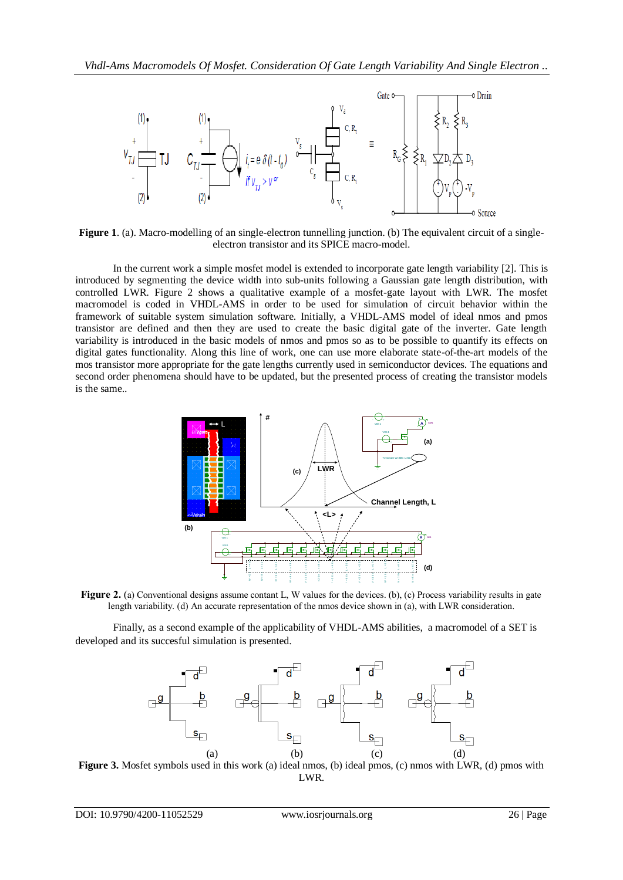**Figure 1**. (a). Macro-modelling of an single-electron tunnelling junction. (b) The equivalent circuit of a single-electron transistor and its SPICE macro-model.

In the current work a simple mosfet model is extended to incorporate gate length variability [2]. This is introduced by segmenting the device width into sub-units following a Gaussian gate length distribution, with controlled LWR. Figure 2 shows a qualitative example of a mosfet-gate layout with LWR. The mosfet macromodel is coded in VHDL-AMS in order to be used for simulation of circuit behavior within the framework of suitable system simulation software. Initially, a VHDL-AMS model of ideal nmos and pmos transistor are defined and then they are used to create the basic digital gate of the inverter. Gate length variability is introduced in the basic models of nmos and pmos so as to be possible to quantify its effects on digital gates functionality. Along this line of work, one can use more elaborate state-of-the-art models of the mos transistor more appropriate for the gate lengths currently used in semiconductor devices. The equations and second order phenomena should have to be updated, but the presented process of creating the transistor models is the same..

**Figure 2.** (a) Conventional designs assume contant L, W values for the devices. (b), (c) Process variability results in gate length variability. (d) An accurate representation of the nmos device shown in (a), with LWR consideration.

Finally, as a second example of the applicability of VHDL-AMS abilities, a macromodel of a SET is developed and its succesful simulation is presented.

**Figure 3.** Mosfet symbols used in this work (a) ideal nmos, (b) ideal pmos, (c) nmos with LWR, (d) pmos with LWR.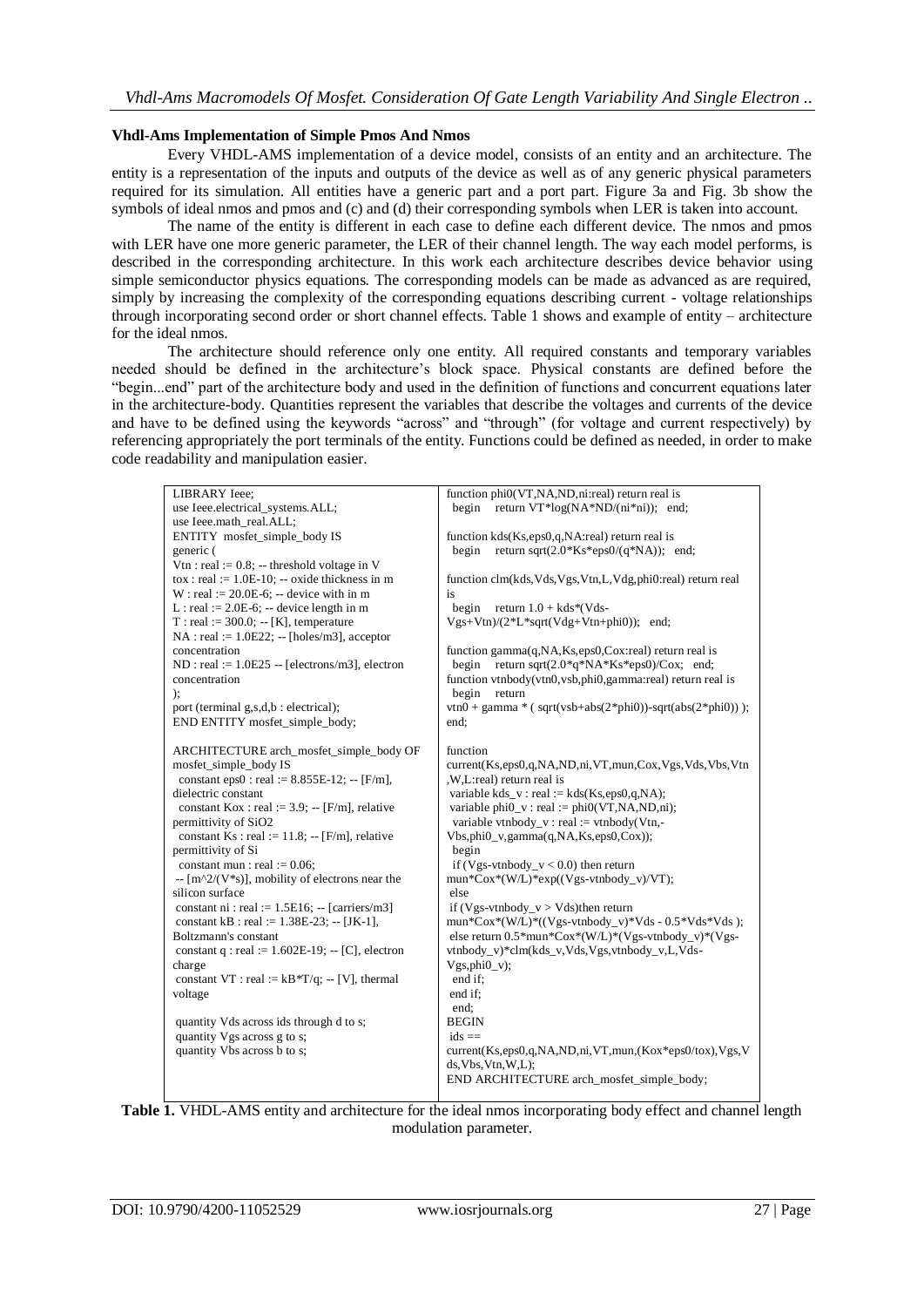### Vhdl-Ams Implementation of Simple Pmos And Nmos

Every VHDL-AMS implementation of a device model, consists of an entity and an architecture. The entity is a representation of the inputs and outputs of the device as well as of any generic physical parameters required for its simulation. All entities have a generic part and a port part. Figure 3a and Fig. 3b show the symbols of ideal nmos and pmos and (c) and (d) their corresponding symbols when LER is taken into account.

The name of the entity is different in each case to define each different device. The nmos and pmos with LER have one more generic parameter, the LER of their channel length. The way each model performs, is described in the corresponding architecture. In this work each architecture describes device behavior using simple semiconductor physics equations. The corresponding models can be made as advanced as are required, simply by increasing the complexity of the corresponding equations describing current - voltage relationships through incorporating second order or short channel effects. Table 1 shows and example of entity – architecture for the ideal nmos.

The architecture should reference only one entity. All required constants and temporary variables needed should be defined in the architecture's block space. Physical constants are defined before the "begin...end" part of the architecture body and used in the definition of functions and concurrent equations later in the architecture-body. Quantities represent the variables that describe the voltages and currents of the device and have to be defined using the keywords "across" and "through" (for voltage and current respectively) by referencing appropriately the port terminals of the entity. Functions could be defined as needed, in order to make code readability and manipulation easier.

```
LIBRARY Ieee;
use Ieee.electrical_systems.ALL;
use Ieee.math_real.ALL;
ENTITY mosfet_simple_body IS
generic (
Vtn : real := 0.8; -- threshold voltage in V
tox : real := 1.0E-10; -- oxide thickness in m
W : real := 20.0E-6; -- device with in m
L : real := 2.0E-6; -- device length in m
T : real := 300.0; -- [K], temperature
NA : real := 1.0E22; -- [holes/m3], acceptor concentration
ND : real := 1.0E25 -- [electrons/m3], electron concentration
);
port (terminal g,s,d,b : electrical);
END ENTITY mosfet_simple_body;

ARCHITECTURE arch_mosfet_simple_body OF mosfet_simple_body IS
  constant eps0 : real := 8.855E-12; -- [F/m], dielectric constant
  constant Kox : real := 3.9; -- [F/m], relative permittivity of SiO2
  constant Ks : real := 11.8; -- [F/m], relative permittivity of Si
  constant mun : real := 0.06;
  -- [m^2/(V*s)], mobility of electrons near the silicon surface
  constant ni : real := 1.5E16; -- [carriers/m3]
  constant kB : real := 1.38E-23; -- [JK-1], Boltzmann's constant
  constant q : real := 1.602E-19; -- [C], electron charge
  constant VT : real := kB*T/q; -- [V], thermal voltage

  quantity Vds across ids through d to s;
  quantity Vgs across g to s;
  quantity Vbs across b to s;

function phi0(VT,NA,ND,ni:real) return real is
  begin   return VT*log(NA*ND/(ni*ni));   end;

function kds(Ks,eps0,q,NA:real) return real is
  begin   return sqrt(2.0*Ks*eps0/(q*NA));   end;

function clm(kds,Vds,Vgs,Vtn,L,Vdg,phi0:real) return real is
  begin   return 1.0 + kds*(Vds-Vgs+Vtn)/(2*L*sqrt(Vdg+Vtn+phi0));   end;

function gamma(q,NA,Ks,eps0,Cox:real) return real is
  begin   return sqrt(2.0*q*NA*Ks*eps0)/Cox;   end;
function vtnbody(vtn0,vsb,phi0,gamma:real) return real is
  begin   return
vtn0 + gamma * ( sqrt(vsb+abs(2*phi0))-sqrt(abs(2*phi0)) );
end;

function
current(Ks,eps0,q,NA,ND,ni,VT,mun,Cox,Vgs,Vds,Vbs,Vtn,W,L:real) return real is
 variable kds_v : real := kds(Ks,eps0,q,NA);
 variable phi0_v : real := phi0(VT,NA,ND,ni);
 variable vtnbody_v : real := vtnbody(Vtn,-Vbs,phi0_v,gamma(q,NA,Ks,eps0,Cox));
 begin
 if (Vgs-vtnbody_v < 0.0) then return
mun*Cox*(W/L)*exp((Vgs-vtnbody_v)/VT);
 else
 if (Vgs-vtnbody_v > Vds)then return
mun*Cox*(W/L)*((Vgs-vtnbody_v)*Vds - 0.5*Vds*Vds );
 else return 0.5*mun*Cox*(W/L)*(Vgs-vtnbody_v)*(Vgs-vtnbody_v)*clm(kds_v,Vds,Vgs,vtnbody_v,L,Vds-Vgs,phi0_v);
 end if;
 end if;
 end;
BEGIN
 ids ==
current(Ks,eps0,q,NA,ND,ni,VT,mun,(Kox*eps0/tox),Vgs,Vds,Vbs,Vtn,W,L);
END ARCHITECTURE arch_mosfet_simple_body;
```

**Table 1.** VHDL-AMS entity and architecture for the ideal nmos incorporating body effect and channel length modulation parameter.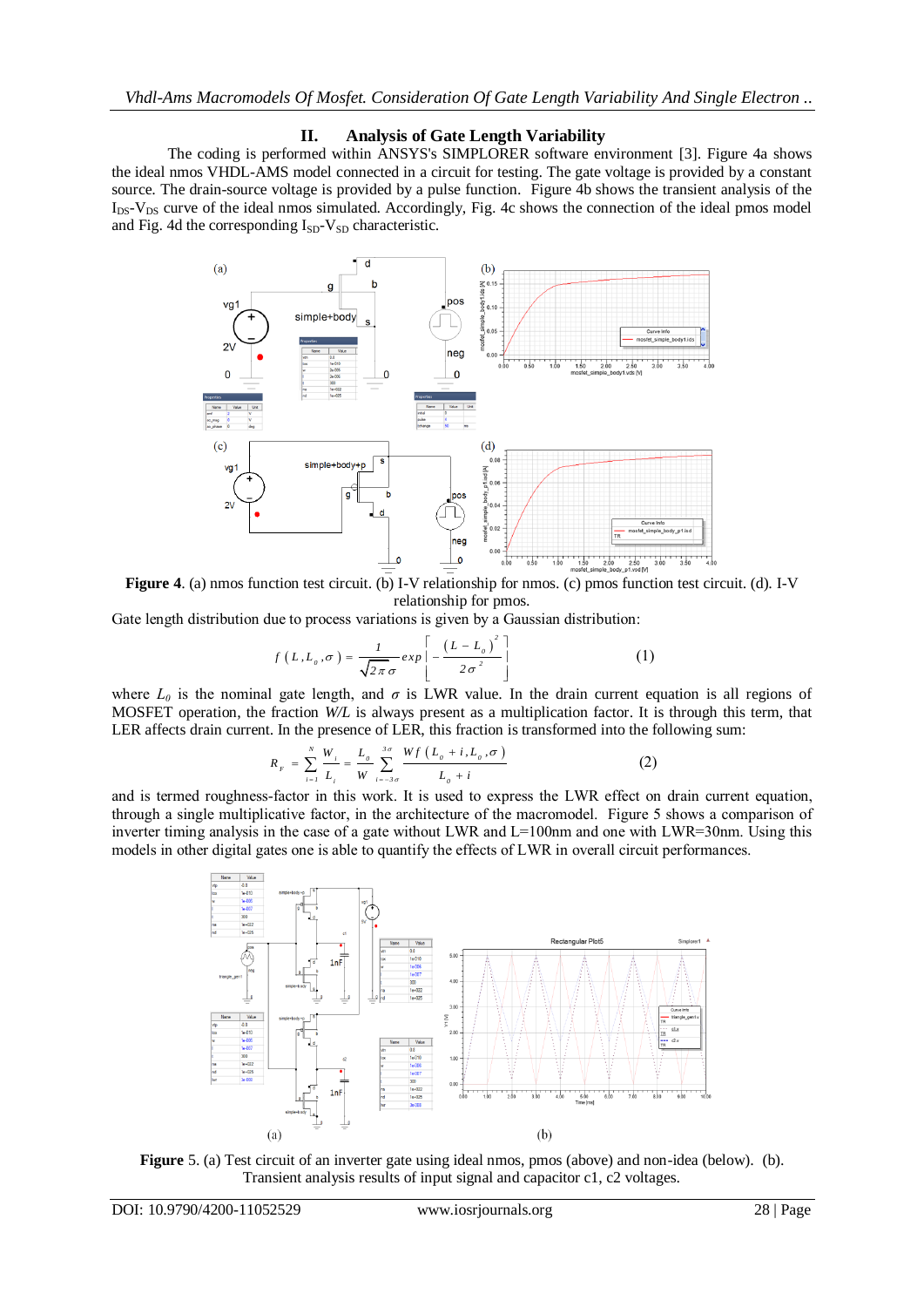## II. Analysis of Gate Length Variability

The coding is performed within ANSYS's SIMPLORER software environment [3]. Figure 4a shows the ideal nmos VHDL-AMS model connected in a circuit for testing. The gate voltage is provided by a constant source. The drain-source voltage is provided by a pulse function. Figure 4b shows the transient analysis of the $I_{DS}$-$V_{DS}$ curve of the ideal nmos simulated. Accordingly, Fig. 4c shows the connection of the ideal pmos model and Fig. 4d the corresponding $I_{SD}$-$V_{SD}$ characteristic.

**Figure 4**. (a) nmos function test circuit. (b) I-V relationship for nmos. (c) pmos function test circuit. (d). I-V relationship for pmos.

Gate length distribution due to process variations is given by a Gaussian distribution:

$$f(L, L_0, \sigma) = \frac{1}{\sqrt{2\pi}\sigma} exp\left[-\frac{(L - L_0)^2}{2\sigma^2}\right] \tag{1}$$

where $L_0$ is the nominal gate length, and $\sigma$ is LWR value. In the drain current equation is all regions of MOSFET operation, the fraction $W/L$ is always present as a multiplication factor. It is through this term, that LER affects drain current. In the presence of LER, this fraction is transformed into the following sum:

$$R_F = \sum_{i=1}^{N} \frac{W_i}{L_i} = \frac{L_0}{W} \sum_{i=-3\sigma}^{3\sigma} \frac{Wf(L_0 + i, L_0, \sigma)}{L_0 + i} \tag{2}$$

and is termed roughness-factor in this work. It is used to express the LWR effect on drain current equation, through a single multiplicative factor, in the architecture of the macromodel. Figure 5 shows a comparison of inverter timing analysis in the case of a gate without LWR and L=100nm and one with LWR=30nm. Using this models in other digital gates one is able to quantify the effects of LWR in overall circuit performances.

**Figure** 5. (a) Test circuit of an inverter gate using ideal nmos, pmos (above) and non-idea (below). (b). Transient analysis results of input signal and capacitor c1, c2 voltages.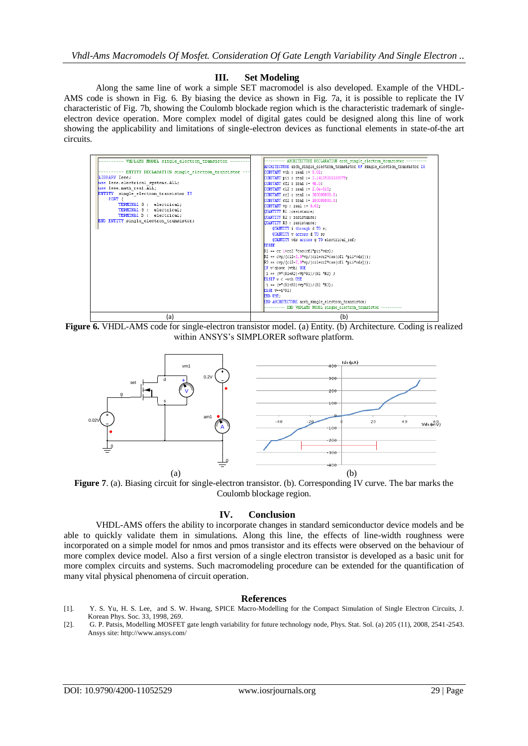## III. Set Modeling

Along the same line of work a simple SET macromodel is also developed. Example of the VHDL-AMS code is shown in Fig. 6. By biasing the device as shown in Fig. 7a, it is possible to replicate the IV characteristic of Fig. 7b, showing the Coulomb blockade region which is the characteristic trademark of single-electron device operation. More complex model of digital gates could be designed along this line of work showing the applicability and limitations of single-electron devices as functional elements in state-of-the art circuits.

```
---------- VHDLAMS MODEL single_electron_transistor --------

---------- ENTITY DECLARATION single_electron_transistor ---
LIBRARY Ieee;
use Ieee.electrical_systems.ALL;
use Ieee.math_real.ALL;
ENTITY  single_electron_transistor IS
    PORT (
        TERMINAL G :  electrical;
        TERMINAL S :  electrical;
        TERMINAL D :  electrical);
END ENTITY single_electron_transistor;
```

(a)

```
--------- ARCHITECTURE DECLARATION arch_single_electron_transistor ---------
ARCHITECTURE arch_single_electron_transistor OF single_electron_transistor IS
CONSTANT vth : real := 0.02;
CONSTANT pii : real := 3.14159265358979;
CONSTANT cf1 : real := 40.0;
CONSTANT c12 : real := 2.0e-010;
CONSTANT cr1 : real := 300000000.0;
CONSTANT cr2 : real := 100000000.0;
CONSTANT vp : real := 0.02;
QUANTITY R1 :resistance;
QUANTITY R2 : resistance;
QUANTITY R3 : resistance;
    QUANTITY i through d TO s;
    QUANTITY v across d TO s;
    QUANTITY vds across g TO electrical_ref;
BEGIN
R1 == cr 1+cr2 *cos(cf1*pii*vds);
R2 == cvp/(c12-2.0*vp/(cr1+cr2*cos(cf1 *pii*vds)));
R3 == cvp/(c12-2.0*vp/(cr1+cr2*cos(cf1 *pii*vds)));
IF v'above |vth| USE
 i == (v*(R1+R2)-vp*R1)/(R1 *R2) ;
ELSIF v < -vth USE
 i == (v*(R1+R3)+vp*R1)/(R1 *R3);
ELSE v==1*R1;
END USE;
END ARCHITECTURE arch_single_electron_transistor;
--------- END VHDLAMS MODEL single_electron_transistor ---------
```

(b)

**Figure 6.** VHDL-AMS code for single-electron transistor model. (a) Entity. (b) Architecture. Coding is realized within ANSYS's SIMPLORER software platform.

vm1
set
d
g
s
0.2V
0.02V
am1
V
A
0
0

Ids (pA)
400
300
200
100
0
-100
-200
-300
-400
-40
-20
0
20
40
60
Vds (mV)

(a) (b)

**Figure 7**. (a). Biasing circuit for single-electron transistor. (b). Corresponding IV curve. The bar marks the Coulomb blockage region.

## IV. Conclusion

VHDL-AMS offers the ability to incorporate changes in standard semiconductor device models and be able to quickly validate them in simulations. Along this line, the effects of line-width roughness were incorporated on a simple model for nmos and pmos transistor and its effects were observed on the behaviour of more complex device model. Also a first version of a single electron transistor is developed as a basic unit for more complex circuits and systems. Such macromodeling procedure can be extended for the quantification of many vital physical phenomena of circuit operation.

## References

[1]. Y. S. Yu, H. S. Lee, and S. W. Hwang, SPICE Macro-Modelling for the Compact Simulation of Single Electron Circuits, J. Korean Phys. Soc. 33, 1998, 269.

[2]. G. P. Patsis, Modelling MOSFET gate length variability for future technology node, Phys. Stat. Sol. (a) 205 (11), 2008, 2541-2543. Ansys site: http://www.ansys.com/